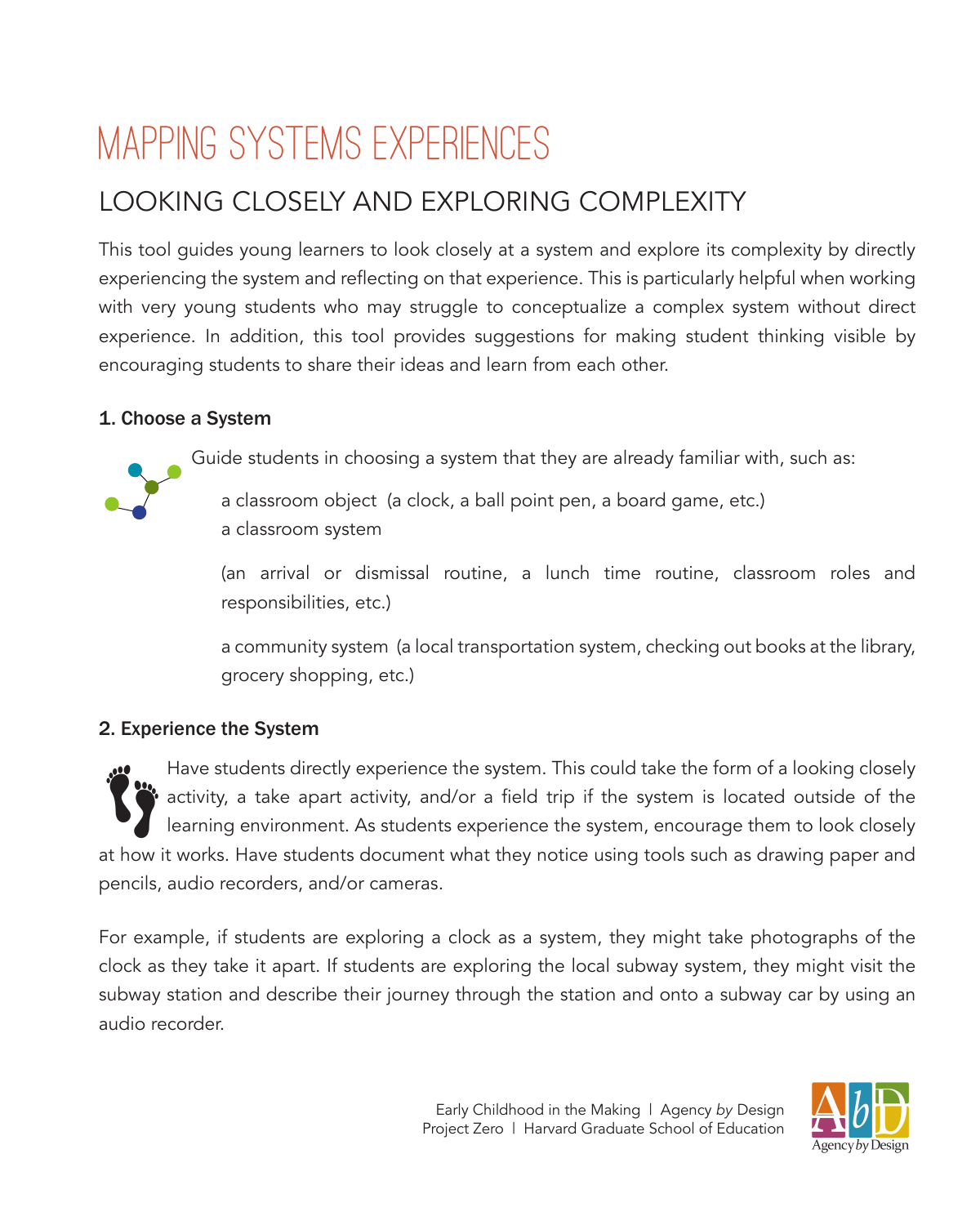# MAPPING SYSTEMS EXPERIENCES

## LOOKING CLOSELY AND EXPLORING COMPLEXITY

This tool guides young learners to look closely at a system and explore its complexity by directly experiencing the system and reflecting on that experience. This is particularly helpful when working with very young students who may struggle to conceptualize a complex system without direct experience. In addition, this tool provides suggestions for making student thinking visible by encouraging students to share their ideas and learn from each other.

### 1. Choose a System

Guide students in choosing a system that they are already familiar with, such as:

a classroom object (a clock, a ball point pen, a board game, etc.)
a classroom system

(an arrival or dismissal routine, a lunch time routine, classroom roles and responsibilities, etc.)

a community system (a local transportation system, checking out books at the library, grocery shopping, etc.)

### 2. Experience the System

Have students directly experience the system. This could take the form of a looking closely activity, a take apart activity, and/or a field trip if the system is located outside of the learning environment. As students experience the system, encourage them to look closely at how it works. Have students document what they notice using tools such as drawing paper and pencils, audio recorders, and/or cameras.

For example, if students are exploring a clock as a system, they might take photographs of the clock as they take it apart. If students are exploring the local subway system, they might visit the subway station and describe their journey through the station and onto a subway car by using an audio recorder.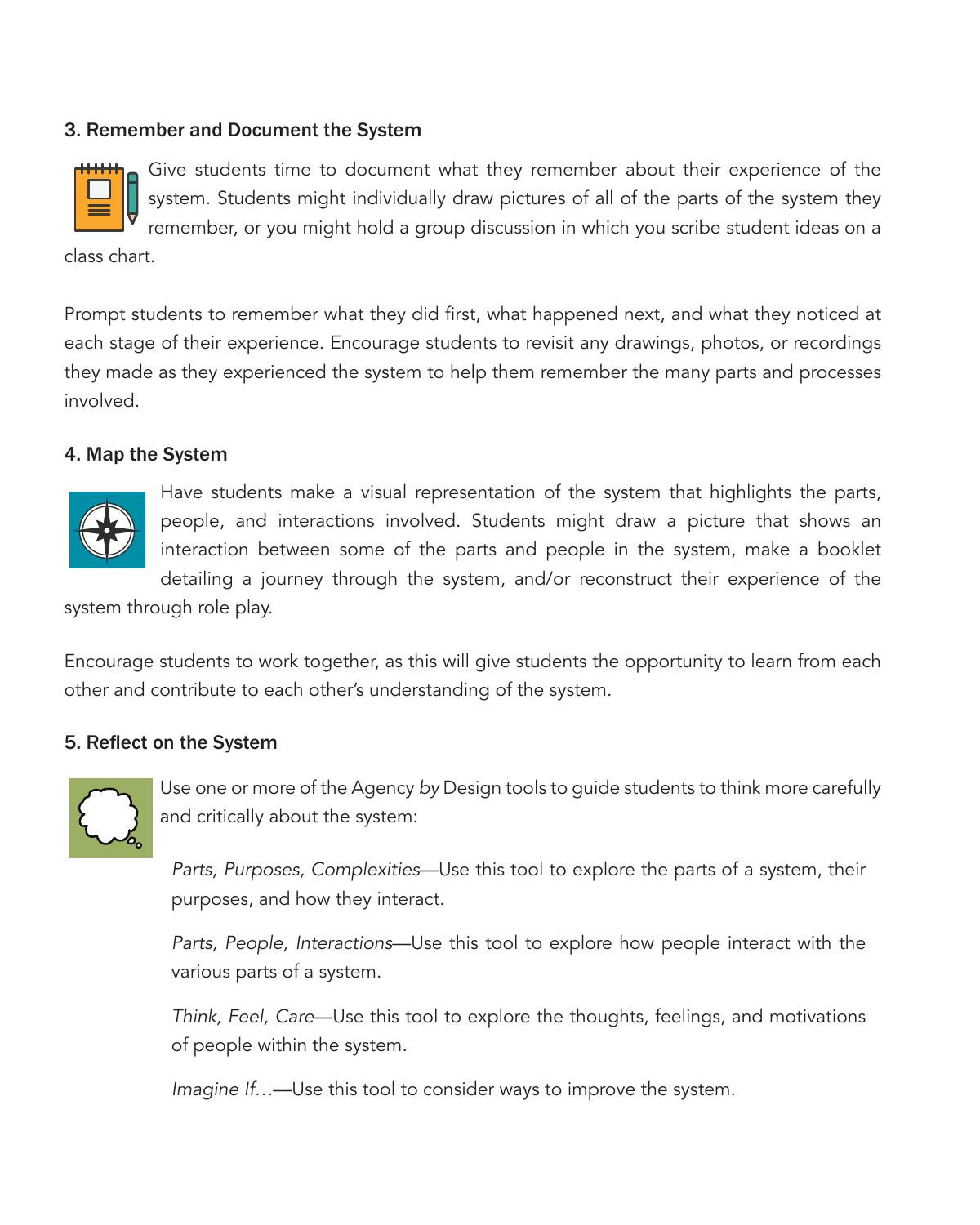### 3. Remember and Document the System

Give students time to document what they remember about their experience of the system. Students might individually draw pictures of all of the parts of the system they remember, or you might hold a group discussion in which you scribe student ideas on a class chart.

Prompt students to remember what they did first, what happened next, and what they noticed at each stage of their experience. Encourage students to revisit any drawings, photos, or recordings they made as they experienced the system to help them remember the many parts and processes involved.

### 4. Map the System

Have students make a visual representation of the system that highlights the parts, people, and interactions involved. Students might draw a picture that shows an interaction between some of the parts and people in the system, make a booklet detailing a journey through the system, and/or reconstruct their experience of the system through role play.

Encourage students to work together, as this will give students the opportunity to learn from each other and contribute to each other's understanding of the system.

### 5. Reflect on the System

Use one or more of the Agency *by* Design tools to guide students to think more carefully and critically about the system:

*Parts, Purposes, Complexities*—Use this tool to explore the parts of a system, their purposes, and how they interact.

*Parts, People, Interactions*—Use this tool to explore how people interact with the various parts of a system.

*Think, Feel, Care*—Use this tool to explore the thoughts, feelings, and motivations of people within the system.

*Imagine If…*—Use this tool to consider ways to improve the system.